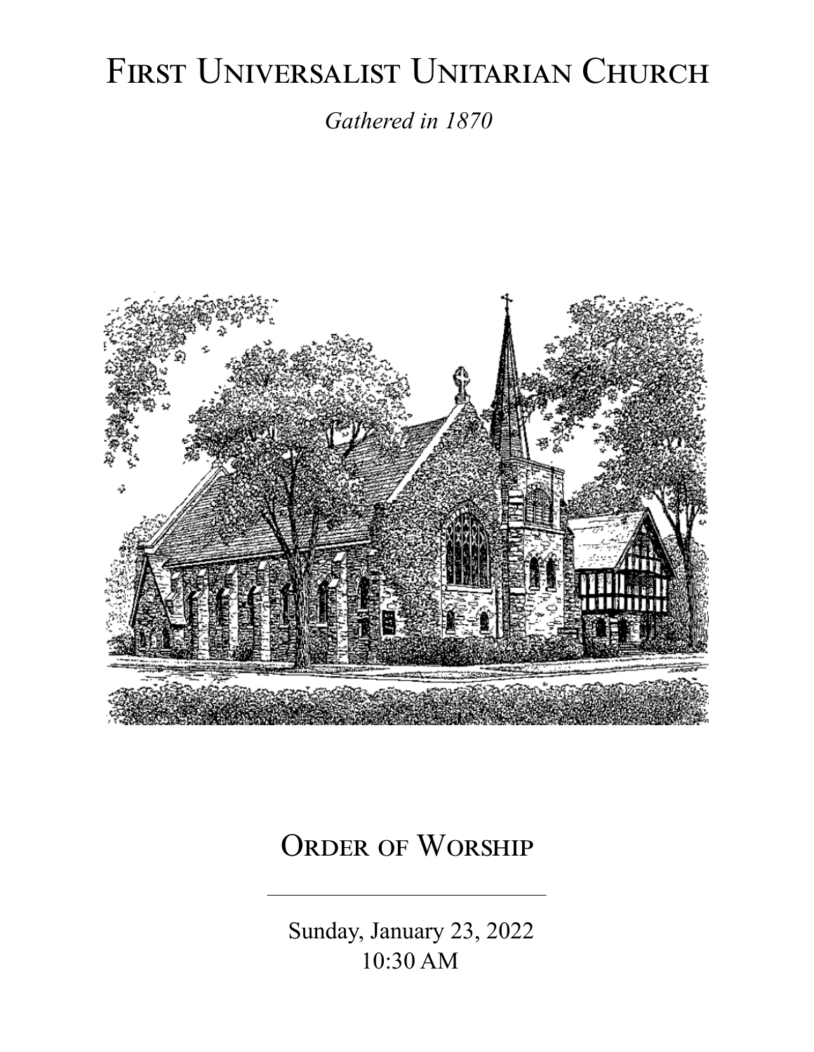# First Universalist Unitarian Church

*Gathered in 1870*

## Order of Worship

---

Sunday, January 23, 2022
10:30 AM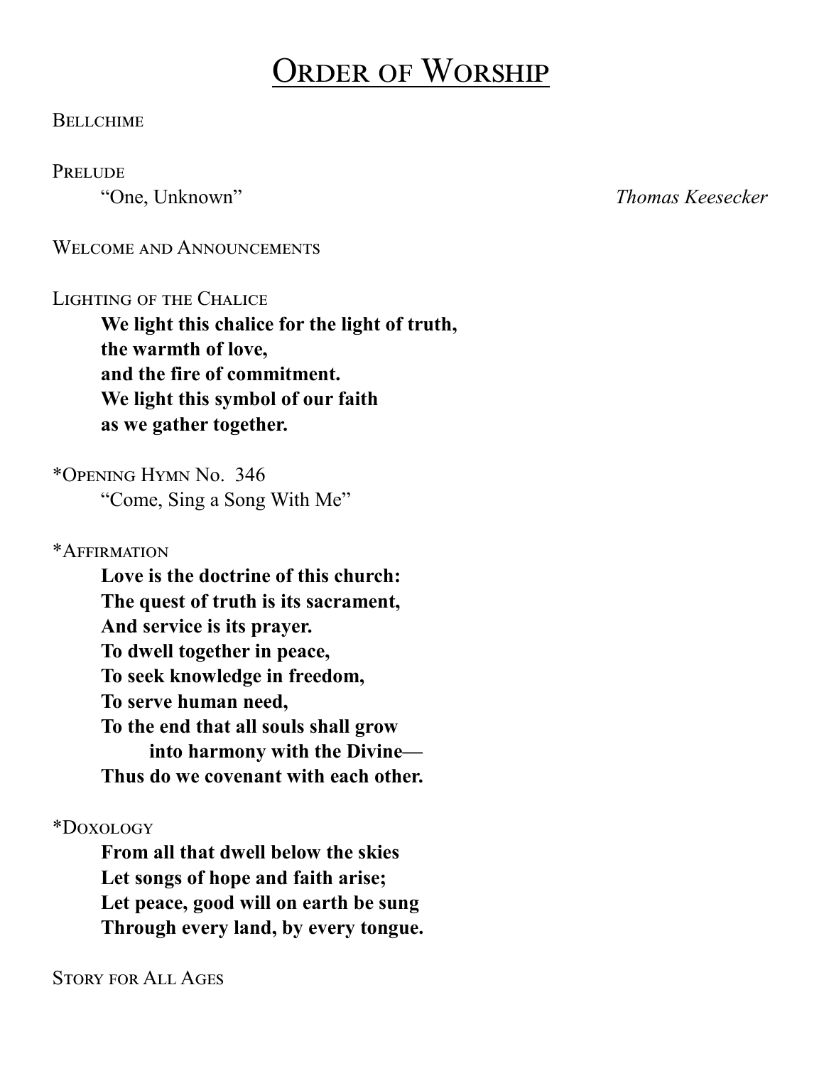# Order of Worship

Bellchime

Prelude
"One, Unknown" *Thomas Keesecker*

Welcome and Announcements

Lighting of the Chalice

**We light this chalice for the light of truth,**
**the warmth of love,**
**and the fire of commitment.**
**We light this symbol of our faith**
**as we gather together.**

*Opening Hymn No. 346
"Come, Sing a Song With Me"

*Affirmation

**Love is the doctrine of this church:**
**The quest of truth is its sacrament,**
**And service is its prayer.**
**To dwell together in peace,**
**To seek knowledge in freedom,**
**To serve human need,**
**To the end that all souls shall grow**
**into harmony with the Divine—**
**Thus do we covenant with each other.**

*Doxology

**From all that dwell below the skies**
**Let songs of hope and faith arise;**
**Let peace, good will on earth be sung**
**Through every land, by every tongue.**

Story for All Ages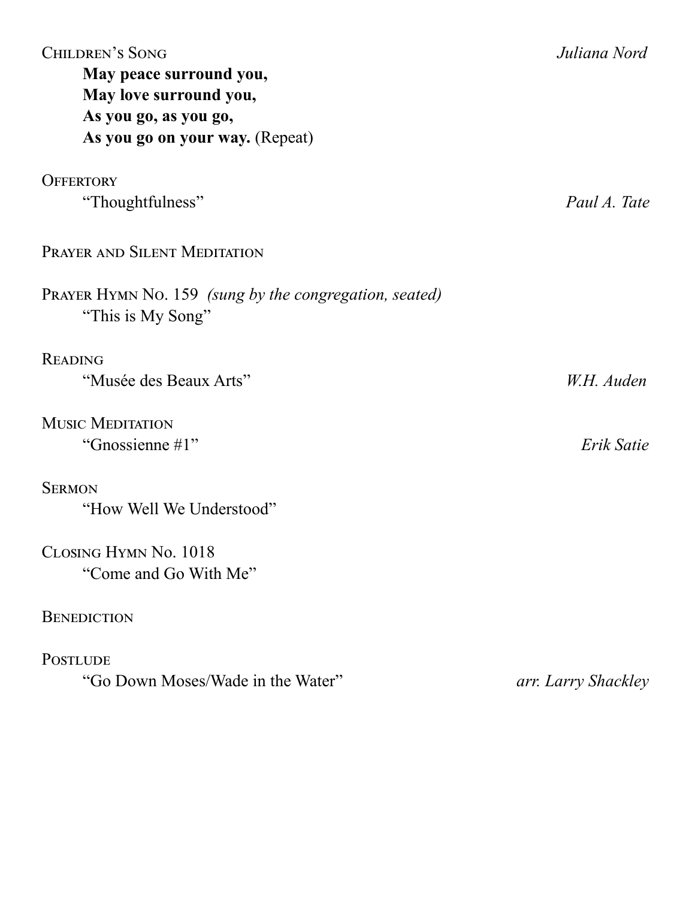Children's Song *Juliana Nord*

**May peace surround you,**
**May love surround you,**
**As you go, as you go,**
**As you go on your way.** (Repeat)

Offertory
"Thoughtfulness" *Paul A. Tate*

Prayer and Silent Meditation

Prayer Hymn No. 159 *(sung by the congregation, seated)*
"This is My Song"

Reading
"Musée des Beaux Arts" *W.H. Auden*

Music Meditation
"Gnossienne #1" *Erik Satie*

Sermon
"How Well We Understood"

Closing Hymn No. 1018
"Come and Go With Me"

Benediction

Postlude
"Go Down Moses/Wade in the Water" *arr. Larry Shackley*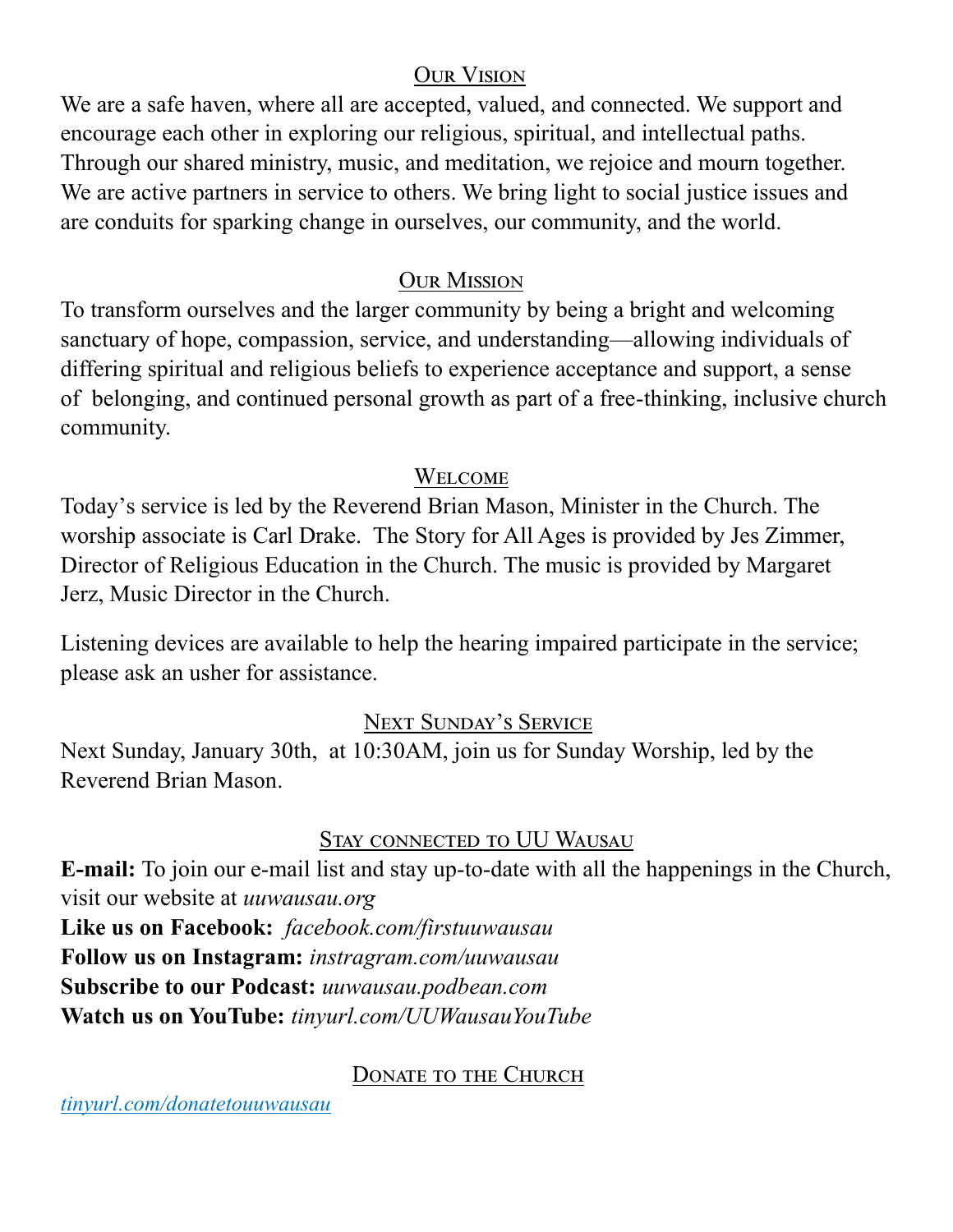## Our Vision

We are a safe haven, where all are accepted, valued, and connected. We support and encourage each other in exploring our religious, spiritual, and intellectual paths. Through our shared ministry, music, and meditation, we rejoice and mourn together. We are active partners in service to others. We bring light to social justice issues and are conduits for sparking change in ourselves, our community, and the world.

## Our Mission

To transform ourselves and the larger community by being a bright and welcoming sanctuary of hope, compassion, service, and understanding—allowing individuals of differing spiritual and religious beliefs to experience acceptance and support, a sense of belonging, and continued personal growth as part of a free-thinking, inclusive church community.

## Welcome

Today's service is led by the Reverend Brian Mason, Minister in the Church. The worship associate is Carl Drake. The Story for All Ages is provided by Jes Zimmer, Director of Religious Education in the Church. The music is provided by Margaret Jerz, Music Director in the Church.

Listening devices are available to help the hearing impaired participate in the service; please ask an usher for assistance.

## Next Sunday's Service

Next Sunday, January 30th, at 10:30AM, join us for Sunday Worship, led by the Reverend Brian Mason.

## Stay connected to UU Wausau

**E-mail:** To join our e-mail list and stay up-to-date with all the happenings in the Church, visit our website at *uuwausau.org*
**Like us on Facebook:** *facebook.com/firstuuwausau*
**Follow us on Instagram:** *instragram.com/uuwausau*
**Subscribe to our Podcast:** *uuwausau.podbean.com*
**Watch us on YouTube:** *tinyurl.com/UUWausauYouTube*

## Donate to the Church

*tinyurl.com/donatetouuwausau*